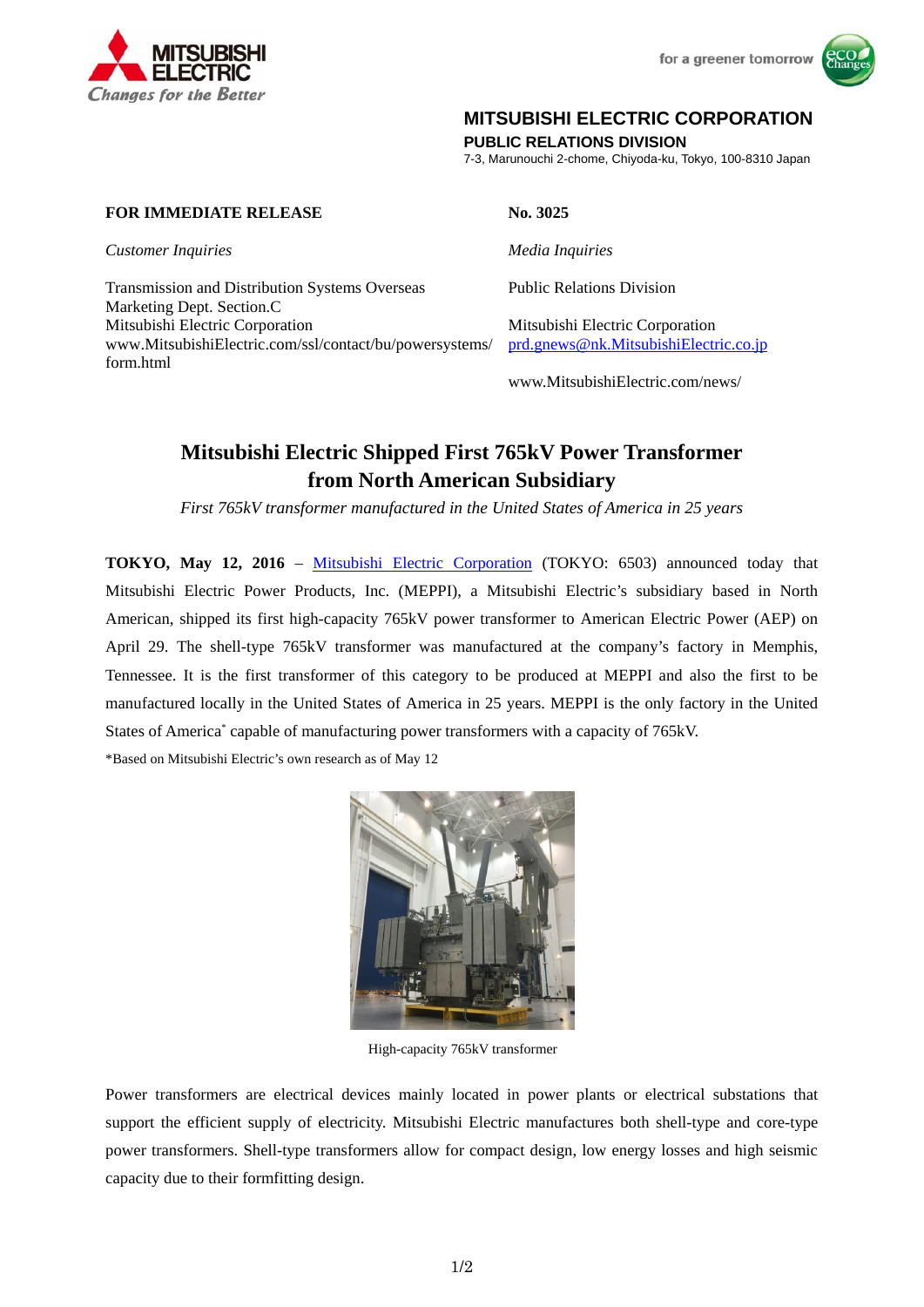**MITSUBISHI ELECTRIC CORPORATION**
**PUBLIC RELATIONS DIVISION**
7-3, Marunouchi 2-chome, Chiyoda-ku, Tokyo, 100-8310 Japan

**FOR IMMEDIATE RELEASE**

**No. 3025**

*Customer Inquiries*

Transmission and Distribution Systems Overseas Marketing Dept. Section.C
Mitsubishi Electric Corporation
www.MitsubishiElectric.com/ssl/contact/bu/powersystems/form.html

*Media Inquiries*

Public Relations Division

Mitsubishi Electric Corporation
prd.gnews@nk.MitsubishiElectric.co.jp

www.MitsubishiElectric.com/news/

# Mitsubishi Electric Shipped First 765kV Power Transformer from North American Subsidiary

*First 765kV transformer manufactured in the United States of America in 25 years*

**TOKYO, May 12, 2016** – Mitsubishi Electric Corporation (TOKYO: 6503) announced today that Mitsubishi Electric Power Products, Inc. (MEPPI), a Mitsubishi Electric's subsidiary based in North American, shipped its first high-capacity 765kV power transformer to American Electric Power (AEP) on April 29. The shell-type 765kV transformer was manufactured at the company's factory in Memphis, Tennessee. It is the first transformer of this category to be produced at MEPPI and also the first to be manufactured locally in the United States of America in 25 years. MEPPI is the only factory in the United States of America* capable of manufacturing power transformers with a capacity of 765kV.

*Based on Mitsubishi Electric's own research as of May 12

High-capacity 765kV transformer

Power transformers are electrical devices mainly located in power plants or electrical substations that support the efficient supply of electricity. Mitsubishi Electric manufactures both shell-type and core-type power transformers. Shell-type transformers allow for compact design, low energy losses and high seismic capacity due to their formfitting design.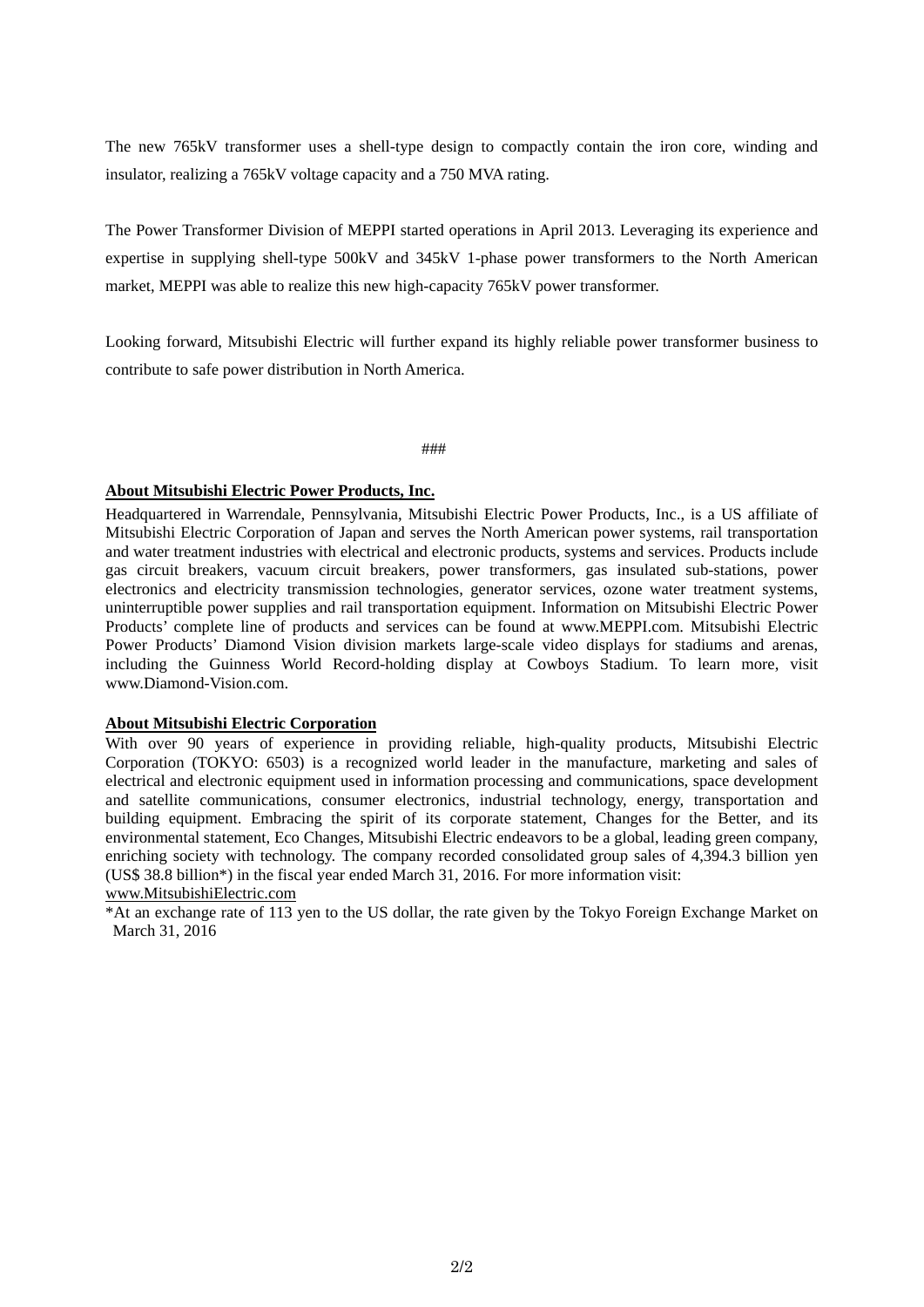The new 765kV transformer uses a shell-type design to compactly contain the iron core, winding and insulator, realizing a 765kV voltage capacity and a 750 MVA rating.

The Power Transformer Division of MEPPI started operations in April 2013. Leveraging its experience and expertise in supplying shell-type 500kV and 345kV 1-phase power transformers to the North American market, MEPPI was able to realize this new high-capacity 765kV power transformer.

Looking forward, Mitsubishi Electric will further expand its highly reliable power transformer business to contribute to safe power distribution in North America.

###

**About Mitsubishi Electric Power Products, Inc.**

Headquartered in Warrendale, Pennsylvania, Mitsubishi Electric Power Products, Inc., is a US affiliate of Mitsubishi Electric Corporation of Japan and serves the North American power systems, rail transportation and water treatment industries with electrical and electronic products, systems and services. Products include gas circuit breakers, vacuum circuit breakers, power transformers, gas insulated sub-stations, power electronics and electricity transmission technologies, generator services, ozone water treatment systems, uninterruptible power supplies and rail transportation equipment. Information on Mitsubishi Electric Power Products' complete line of products and services can be found at www.MEPPI.com. Mitsubishi Electric Power Products' Diamond Vision division markets large-scale video displays for stadiums and arenas, including the Guinness World Record-holding display at Cowboys Stadium. To learn more, visit www.Diamond-Vision.com.

**About Mitsubishi Electric Corporation**

With over 90 years of experience in providing reliable, high-quality products, Mitsubishi Electric Corporation (TOKYO: 6503) is a recognized world leader in the manufacture, marketing and sales of electrical and electronic equipment used in information processing and communications, space development and satellite communications, consumer electronics, industrial technology, energy, transportation and building equipment. Embracing the spirit of its corporate statement, Changes for the Better, and its environmental statement, Eco Changes, Mitsubishi Electric endeavors to be a global, leading green company, enriching society with technology. The company recorded consolidated group sales of 4,394.3 billion yen (US$ 38.8 billion*) in the fiscal year ended March 31, 2016. For more information visit:
www.MitsubishiElectric.com

*At an exchange rate of 113 yen to the US dollar, the rate given by the Tokyo Foreign Exchange Market on March 31, 2016